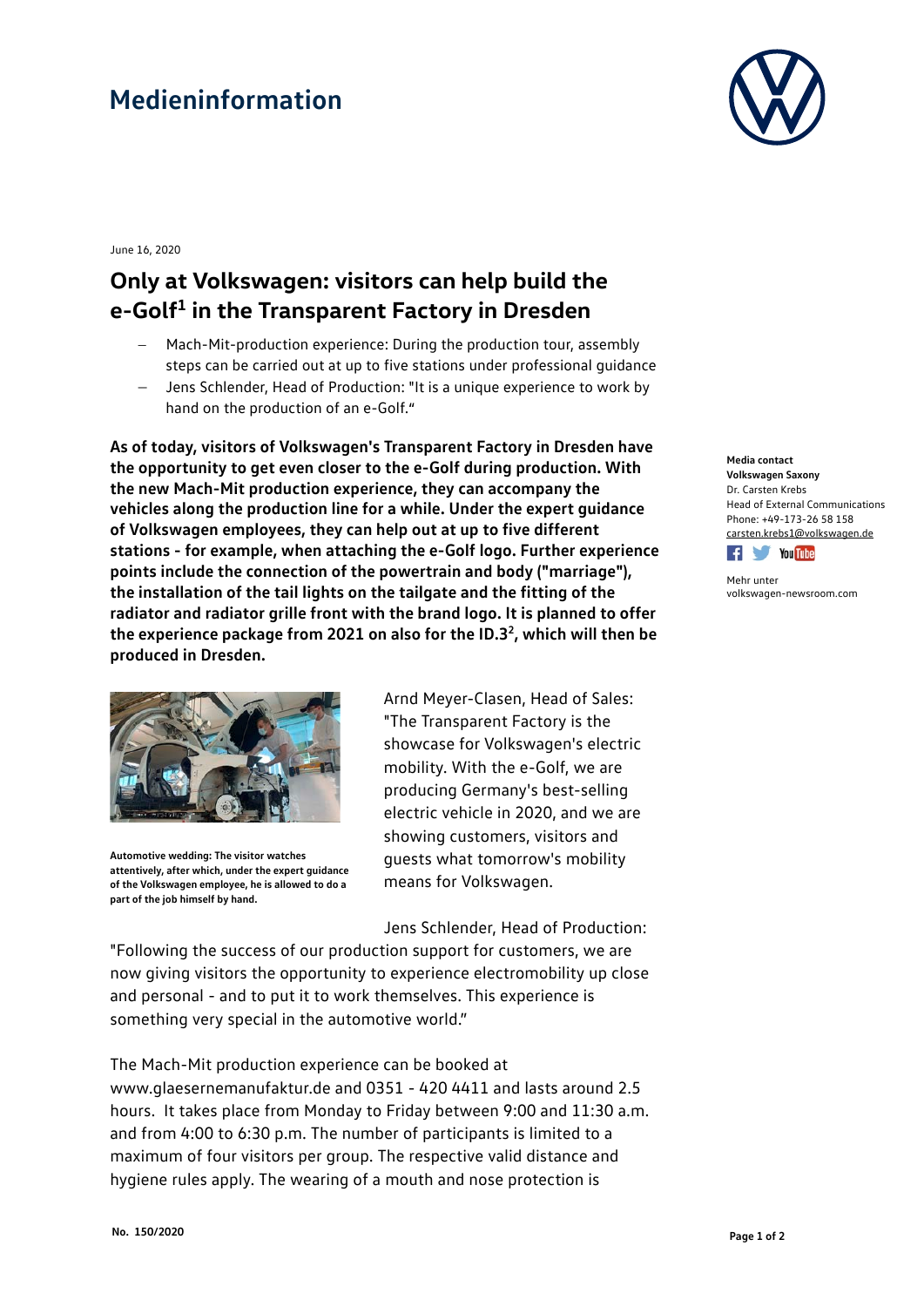# Medieninformation

June 16, 2020

## Only at Volkswagen: visitors can help build the e-Golf[1] in the Transparent Factory in Dresden

- Mach-Mit-production experience: During the production tour, assembly steps can be carried out at up to five stations under professional guidance
- Jens Schlender, Head of Production: "It is a unique experience to work by hand on the production of an e-Golf.“

**As of today, visitors of Volkswagen's Transparent Factory in Dresden have the opportunity to get even closer to the e-Golf during production. With the new Mach-Mit production experience, they can accompany the vehicles along the production line for a while. Under the expert guidance of Volkswagen employees, they can help out at up to five different stations - for example, when attaching the e-Golf logo. Further experience points include the connection of the powertrain and body ("marriage"), the installation of the tail lights on the tailgate and the fitting of the radiator and radiator grille front with the brand logo. It is planned to offer the experience package from 2021 on also for the ID.3[2], which will then be produced in Dresden.**

**Automotive wedding: The visitor watches attentively, after which, under the expert guidance of the Volkswagen employee, he is allowed to do a part of the job himself by hand.**

Arnd Meyer-Clasen, Head of Sales: "The Transparent Factory is the showcase for Volkswagen's electric mobility. With the e-Golf, we are producing Germany's best-selling electric vehicle in 2020, and we are showing customers, visitors and guests what tomorrow's mobility means for Volkswagen.

Jens Schlender, Head of Production: "Following the success of our production support for customers, we are now giving visitors the opportunity to experience electromobility up close and personal - and to put it to work themselves. This experience is something very special in the automotive world.“

The Mach-Mit production experience can be booked at www.glaesernemanufaktur.de and 0351 - 420 4411 and lasts around 2.5 hours. It takes place from Monday to Friday between 9:00 and 11:30 a.m. and from 4:00 to 6:30 p.m. The number of participants is limited to a maximum of four visitors per group. The respective valid distance and hygiene rules apply. The wearing of a mouth and nose protection is

**Media contact**
**Volkswagen Saxony**
Dr. Carsten Krebs
Head of External Communications
Phone: +49-173-26 58 158
carsten.krebs1@volkswagen.de

Mehr unter
volkswagen-newsroom.com

**No. 150/2020**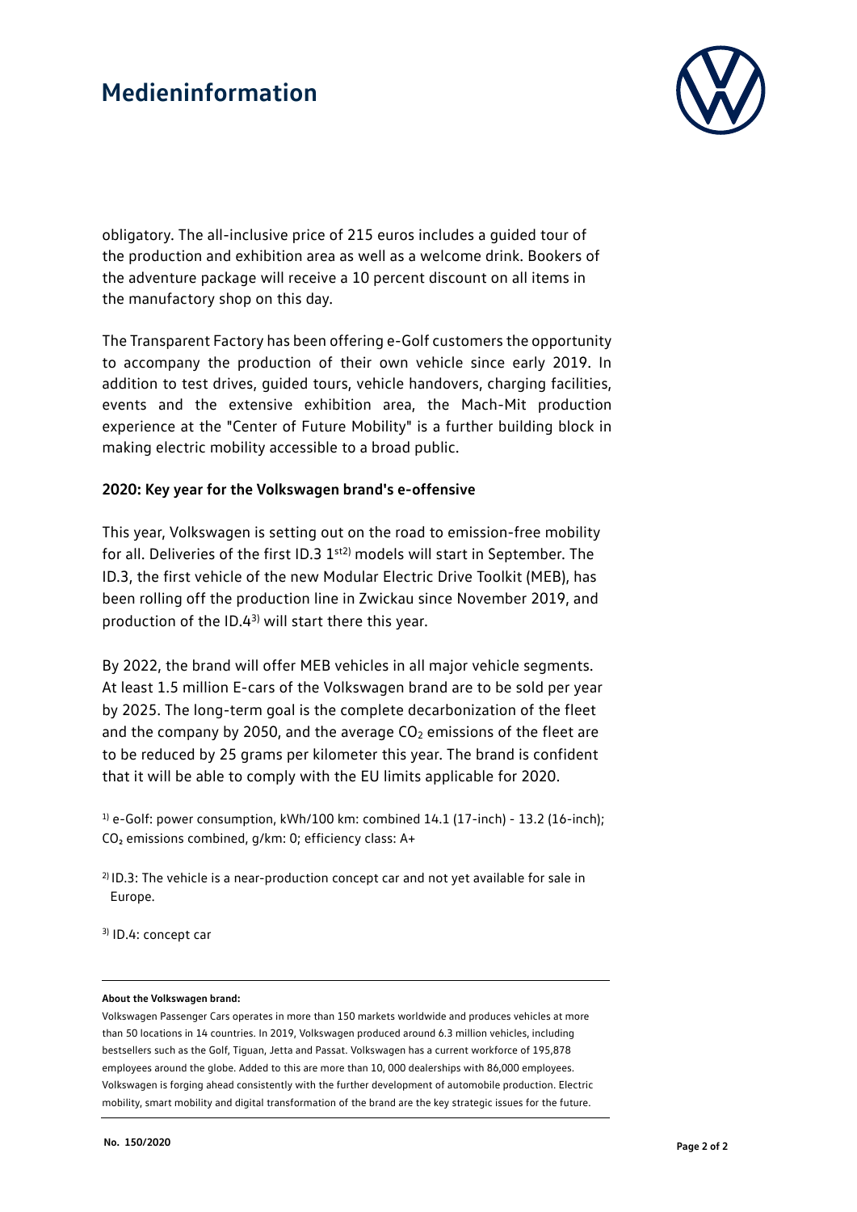obligatory. The all-inclusive price of 215 euros includes a guided tour of the production and exhibition area as well as a welcome drink. Bookers of the adventure package will receive a 10 percent discount on all items in the manufactory shop on this day.

The Transparent Factory has been offering e-Golf customers the opportunity to accompany the production of their own vehicle since early 2019. In addition to test drives, guided tours, vehicle handovers, charging facilities, events and the extensive exhibition area, the Mach-Mit production experience at the "Center of Future Mobility" is a further building block in making electric mobility accessible to a broad public.

## 2020: Key year for the Volkswagen brand's e-offensive

This year, Volkswagen is setting out on the road to emission-free mobility for all. Deliveries of the first ID.3 1st[2)] models will start in September. The ID.3, the first vehicle of the new Modular Electric Drive Toolkit (MEB), has been rolling off the production line in Zwickau since November 2019, and production of the ID.4[3)] will start there this year.

By 2022, the brand will offer MEB vehicles in all major vehicle segments. At least 1.5 million E-cars of the Volkswagen brand are to be sold per year by 2025. The long-term goal is the complete decarbonization of the fleet and the company by 2050, and the average $CO_2$ emissions of the fleet are to be reduced by 25 grams per kilometer this year. The brand is confident that it will be able to comply with the EU limits applicable for 2020.

[1)] e-Golf: power consumption, kWh/100 km: combined 14.1 (17-inch) - 13.2 (16-inch); $CO_2$ emissions combined, g/km: 0; efficiency class: A+

[2)] ID.3: The vehicle is a near-production concept car and not yet available for sale in Europe.

[3)] ID.4: concept car

**About the Volkswagen brand:**

Volkswagen Passenger Cars operates in more than 150 markets worldwide and produces vehicles at more than 50 locations in 14 countries. In 2019, Volkswagen produced around 6.3 million vehicles, including bestsellers such as the Golf, Tiguan, Jetta and Passat. Volkswagen has a current workforce of 195,878 employees around the globe. Added to this are more than 10, 000 dealerships with 86,000 employees. Volkswagen is forging ahead consistently with the further development of automobile production. Electric mobility, smart mobility and digital transformation of the brand are the key strategic issues for the future.

No. 150/2020